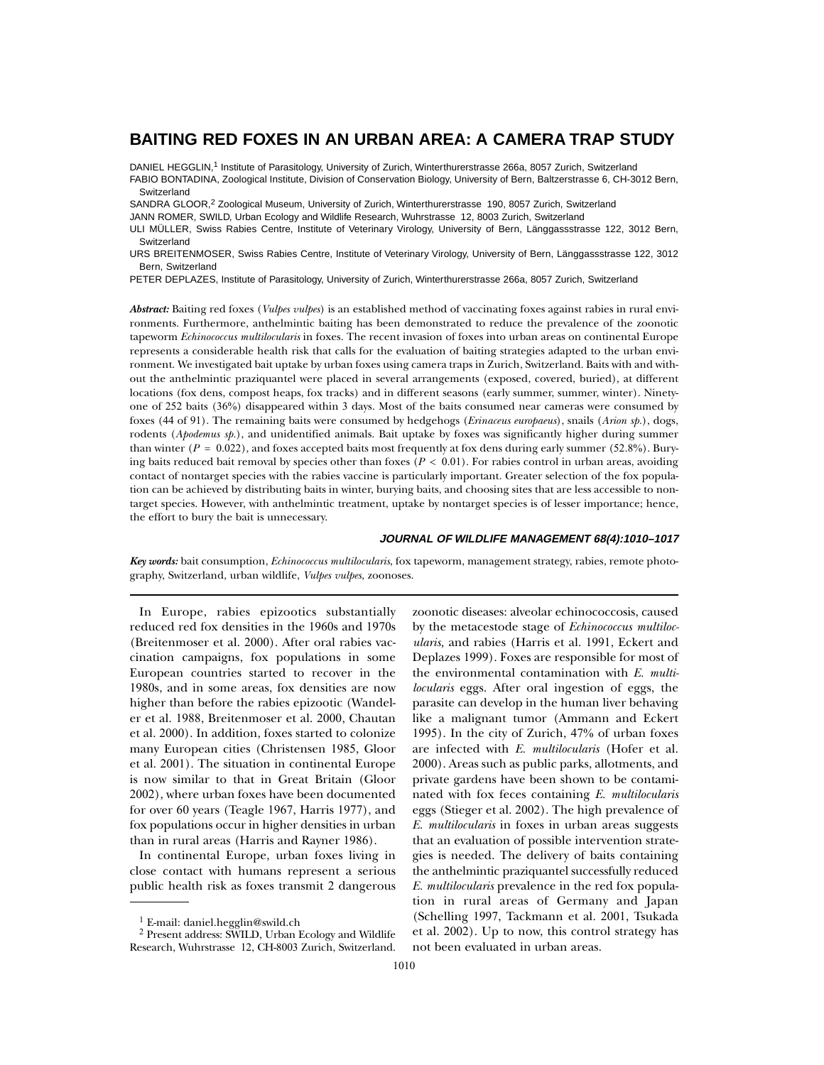# BAITING RED FOXES IN AN URBAN AREA: A CAMERA TRAP STUDY

DANIEL HEGGLIN,[1] Institute of Parasitology, University of Zurich, Winterthurerstrasse 266a, 8057 Zurich, Switzerland
FABIO BONTADINA, Zoological Institute, Division of Conservation Biology, University of Bern, Baltzerstrasse 6, CH-3012 Bern, Switzerland
SANDRA GLOOR,[2] Zoological Museum, University of Zurich, Winterthurerstrasse 190, 8057 Zurich, Switzerland
JANN ROMER, SWILD, Urban Ecology and Wildlife Research, Wuhrstrasse 12, 8003 Zurich, Switzerland
ULI MÜLLER, Swiss Rabies Centre, Institute of Veterinary Virology, University of Bern, Länggassstrasse 122, 3012 Bern, Switzerland
URS BREITENMOSER, Swiss Rabies Centre, Institute of Veterinary Virology, University of Bern, Länggassstrasse 122, 3012 Bern, Switzerland
PETER DEPLAZES, Institute of Parasitology, University of Zurich, Winterthurerstrasse 266a, 8057 Zurich, Switzerland

***Abstract:*** Baiting red foxes (*Vulpes vulpes*) is an established method of vaccinating foxes against rabies in rural environments. Furthermore, anthelmintic baiting has been demonstrated to reduce the prevalence of the zoonotic tapeworm *Echinococcus multilocularis* in foxes. The recent invasion of foxes into urban areas on continental Europe represents a considerable health risk that calls for the evaluation of baiting strategies adapted to the urban environment. We investigated bait uptake by urban foxes using camera traps in Zurich, Switzerland. Baits with and without the anthelmintic praziquantel were placed in several arrangements (exposed, covered, buried), at different locations (fox dens, compost heaps, fox tracks) and in different seasons (early summer, summer, winter). Ninety-one of 252 baits (36%) disappeared within 3 days. Most of the baits consumed near cameras were consumed by foxes (44 of 91). The remaining baits were consumed by hedgehogs (*Erinaceus europaeus*), snails (*Arion sp.*), dogs, rodents (*Apodemus sp.*), and unidentified animals. Bait uptake by foxes was significantly higher during summer than winter ($P = 0.022$), and foxes accepted baits most frequently at fox dens during early summer (52.8%). Burying baits reduced bait removal by species other than foxes ($P < 0.01$). For rabies control in urban areas, avoiding contact of nontarget species with the rabies vaccine is particularly important. Greater selection of the fox population can be achieved by distributing baits in winter, burying baits, and choosing sites that are less accessible to nontarget species. However, with anthelmintic treatment, uptake by nontarget species is of lesser importance; hence, the effort to bury the bait is unnecessary.

***JOURNAL OF WILDLIFE MANAGEMENT 68(4):1010–1017***

***Key words:*** bait consumption, *Echinococcus multilocularis*, fox tapeworm, management strategy, rabies, remote photography, Switzerland, urban wildlife, *Vulpes vulpes*, zoonoses.

In Europe, rabies epizootics substantially reduced red fox densities in the 1960s and 1970s (Breitenmoser et al. 2000). After oral rabies vaccination campaigns, fox populations in some European countries started to recover in the 1980s, and in some areas, fox densities are now higher than before the rabies epizootic (Wandeler et al. 1988, Breitenmoser et al. 2000, Chautan et al. 2000). In addition, foxes started to colonize many European cities (Christensen 1985, Gloor et al. 2001). The situation in continental Europe is now similar to that in Great Britain (Gloor 2002), where urban foxes have been documented for over 60 years (Teagle 1967, Harris 1977), and fox populations occur in higher densities in urban than in rural areas (Harris and Rayner 1986).

In continental Europe, urban foxes living in close contact with humans represent a serious public health risk as foxes transmit 2 dangerous zoonotic diseases: alveolar echinococcosis, caused by the metacestode stage of *Echinococcus multilocularis,* and rabies (Harris et al. 1991, Eckert and Deplazes 1999). Foxes are responsible for most of the environmental contamination with *E. multilocularis* eggs. After oral ingestion of eggs, the parasite can develop in the human liver behaving like a malignant tumor (Ammann and Eckert 1995). In the city of Zurich, 47% of urban foxes are infected with *E. multilocularis* (Hofer et al. 2000). Areas such as public parks, allotments, and private gardens have been shown to be contaminated with fox feces containing *E. multilocularis* eggs (Stieger et al. 2002). The high prevalence of *E. multilocularis* in foxes in urban areas suggests that an evaluation of possible intervention strategies is needed. The delivery of baits containing the anthelmintic praziquantel successfully reduced *E. multilocularis* prevalence in the red fox population in rural areas of Germany and Japan (Schelling 1997, Tackmann et al. 2001, Tsukada et al. 2002). Up to now, this control strategy has not been evaluated in urban areas.

[1] E-mail: daniel.hegglin@swild.ch
[2] Present address: SWILD, Urban Ecology and Wildlife Research, Wuhrstrasse 12, CH-8003 Zurich, Switzerland.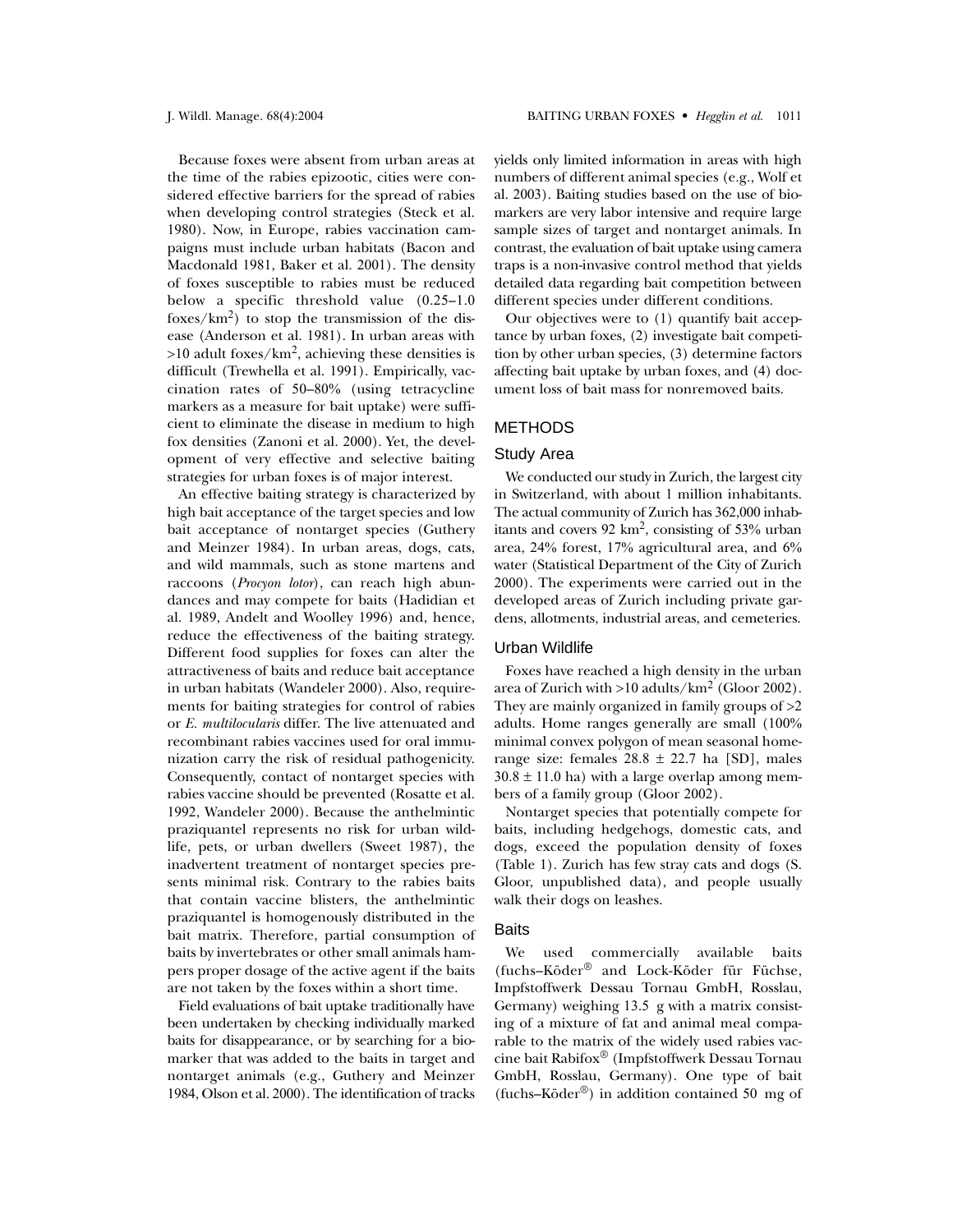Because foxes were absent from urban areas at the time of the rabies epizootic, cities were considered effective barriers for the spread of rabies when developing control strategies (Steck et al. 1980). Now, in Europe, rabies vaccination campaigns must include urban habitats (Bacon and Macdonald 1981, Baker et al. 2001). The density of foxes susceptible to rabies must be reduced below a specific threshold value (0.25–1.0 foxes/km$^2$) to stop the transmission of the disease (Anderson et al. 1981). In urban areas with >10 adult foxes/km$^2$, achieving these densities is difficult (Trewhella et al. 1991). Empirically, vaccination rates of 50–80% (using tetracycline markers as a measure for bait uptake) were sufficient to eliminate the disease in medium to high fox densities (Zanoni et al. 2000). Yet, the development of very effective and selective baiting strategies for urban foxes is of major interest.

An effective baiting strategy is characterized by high bait acceptance of the target species and low bait acceptance of nontarget species (Guthery and Meinzer 1984). In urban areas, dogs, cats, and wild mammals, such as stone martens and raccoons (*Procyon lotor*), can reach high abundances and may compete for baits (Hadidian et al. 1989, Andelt and Woolley 1996) and, hence, reduce the effectiveness of the baiting strategy. Different food supplies for foxes can alter the attractiveness of baits and reduce bait acceptance in urban habitats (Wandeler 2000). Also, requirements for baiting strategies for control of rabies or *E. multilocularis* differ. The live attenuated and recombinant rabies vaccines used for oral immunization carry the risk of residual pathogenicity. Consequently, contact of nontarget species with rabies vaccine should be prevented (Rosatte et al. 1992, Wandeler 2000). Because the anthelmintic praziquantel represents no risk for urban wildlife, pets, or urban dwellers (Sweet 1987), the inadvertent treatment of nontarget species presents minimal risk. Contrary to the rabies baits that contain vaccine blisters, the anthelmintic praziquantel is homogenously distributed in the bait matrix. Therefore, partial consumption of baits by invertebrates or other small animals hampers proper dosage of the active agent if the baits are not taken by the foxes within a short time.

Field evaluations of bait uptake traditionally have been undertaken by checking individually marked baits for disappearance, or by searching for a biomarker that was added to the baits in target and nontarget animals (e.g., Guthery and Meinzer 1984, Olson et al. 2000). The identification of tracks yields only limited information in areas with high numbers of different animal species (e.g., Wolf et al. 2003). Baiting studies based on the use of biomarkers are very labor intensive and require large sample sizes of target and nontarget animals. In contrast, the evaluation of bait uptake using camera traps is a non-invasive control method that yields detailed data regarding bait competition between different species under different conditions.

Our objectives were to (1) quantify bait acceptance by urban foxes, (2) investigate bait competition by other urban species, (3) determine factors affecting bait uptake by urban foxes, and (4) document loss of bait mass for nonremoved baits.

## METHODS

### Study Area

We conducted our study in Zurich, the largest city in Switzerland, with about 1 million inhabitants. The actual community of Zurich has 362,000 inhabitants and covers 92 km$^2$, consisting of 53% urban area, 24% forest, 17% agricultural area, and 6% water (Statistical Department of the City of Zurich 2000). The experiments were carried out in the developed areas of Zurich including private gardens, allotments, industrial areas, and cemeteries.

### Urban Wildlife

Foxes have reached a high density in the urban area of Zurich with >10 adults/km$^2$ (Gloor 2002). They are mainly organized in family groups of >2 adults. Home ranges generally are small (100% minimal convex polygon of mean seasonal home-range size: females 28.8 ± 22.7 ha [SD], males 30.8 ± 11.0 ha) with a large overlap among members of a family group (Gloor 2002).

Nontarget species that potentially compete for baits, including hedgehogs, domestic cats, and dogs, exceed the population density of foxes (Table 1). Zurich has few stray cats and dogs (S. Gloor, unpublished data), and people usually walk their dogs on leashes.

### Baits

We used commercially available baits (fuchs–Köder® and Lock-Köder für Füchse, Impfstoffwerk Dessau Tornau GmbH, Rosslau, Germany) weighing 13.5 g with a matrix consisting of a mixture of fat and animal meal comparable to the matrix of the widely used rabies vaccine bait Rabifox® (Impfstoffwerk Dessau Tornau GmbH, Rosslau, Germany). One type of bait (fuchs–Köder®) in addition contained 50 mg of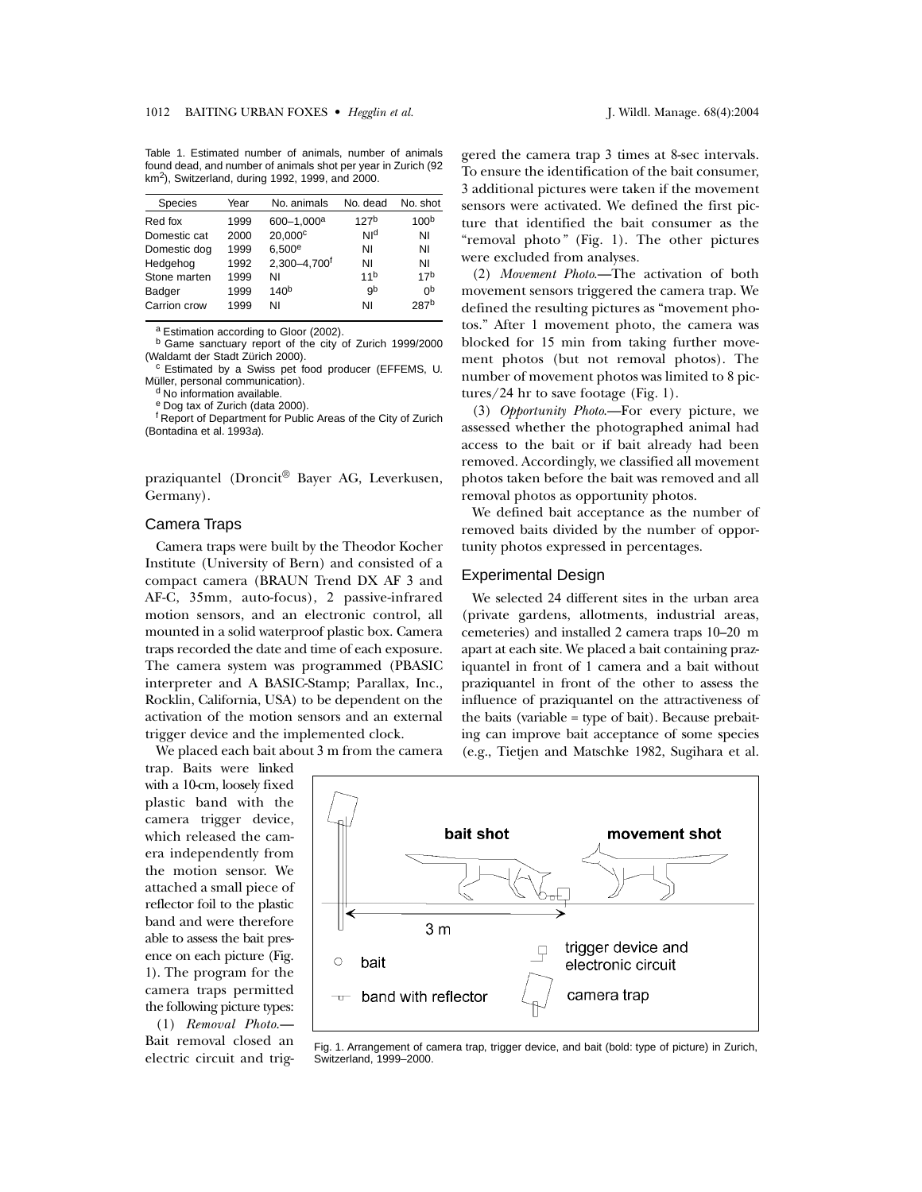Table 1. Estimated number of animals, number of animals found dead, and number of animals shot per year in Zurich (92 km$^2$), Switzerland, during 1992, 1999, and 2000.

| Species | Year | No. animals | No. dead | No. shot |
|---|---|---|---|---|
| Red fox | 1999 | 600–1,000[a] | 127[b] | 100[b] |
| Domestic cat | 2000 | 20,000[c] | NI[d] | NI |
| Domestic dog | 1999 | 6,500[e] | NI | NI |
| Hedgehog | 1992 | 2,300–4,700[f] | NI | NI |
| Stone marten | 1999 | NI | 11[b] | 17[b] |
| Badger | 1999 | 140[b] | 9[b] | 0[b] |
| Carrion crow | 1999 | NI | NI | 287[b] |

[a] Estimation according to Gloor (2002).
[b] Game sanctuary report of the city of Zurich 1999/2000 (Waldamt der Stadt Zürich 2000).
[c] Estimated by a Swiss pet food producer (EFFEMS, U. Müller, personal communication).
[d] No information available.
[e] Dog tax of Zurich (data 2000).
[f] Report of Department for Public Areas of the City of Zurich (Bontadina et al. 1993*a*).

praziquantel (Droncit® Bayer AG, Leverkusen, Germany).

## Camera Traps

Camera traps were built by the Theodor Kocher Institute (University of Bern) and consisted of a compact camera (BRAUN Trend DX AF 3 and AF-C, 35mm, auto-focus), 2 passive-infrared motion sensors, and an electronic control, all mounted in a solid waterproof plastic box. Camera traps recorded the date and time of each exposure. The camera system was programmed (PBASIC interpreter and A BASIC-Stamp; Parallax, Inc., Rocklin, California, USA) to be dependent on the activation of the motion sensors and an external trigger device and the implemented clock.

We placed each bait about 3 m from the camera trap. Baits were linked with a 10-cm, loosely fixed plastic band with the camera trigger device, which released the camera independently from the motion sensor. We attached a small piece of reflector foil to the plastic band and were therefore able to assess the bait presence on each picture (Fig. 1). The program for the camera traps permitted the following picture types:

(1) *Removal Photo.*—Bait removal closed an electric circuit and triggered the camera trap 3 times at 8-sec intervals. To ensure the identification of the bait consumer, 3 additional pictures were taken if the movement sensors were activated. We defined the first picture that identified the bait consumer as the "removal photo" (Fig. 1). The other pictures were excluded from analyses.

(2) *Movement Photo.*—The activation of both movement sensors triggered the camera trap. We defined the resulting pictures as "movement photos." After 1 movement photo, the camera was blocked for 15 min from taking further movement photos (but not removal photos). The number of movement photos was limited to 8 pictures/24 hr to save footage (Fig. 1).

(3) *Opportunity Photo.*—For every picture, we assessed whether the photographed animal had access to the bait or if bait already had been removed. Accordingly, we classified all movement photos taken before the bait was removed and all removal photos as opportunity photos.

We defined bait acceptance as the number of removed baits divided by the number of opportunity photos expressed in percentages.

## Experimental Design

We selected 24 different sites in the urban area (private gardens, allotments, industrial areas, cemeteries) and installed 2 camera traps 10–20 m apart at each site. We placed a bait containing praziquantel in front of 1 camera and a bait without praziquantel in front of the other to assess the influence of praziquantel on the attractiveness of the baits (variable = type of bait). Because prebaiting can improve bait acceptance of some species (e.g., Tietjen and Matschke 1982, Sugihara et al.

Fig. 1. Arrangement of camera trap, trigger device, and bait (bold: type of picture) in Zurich, Switzerland, 1999–2000.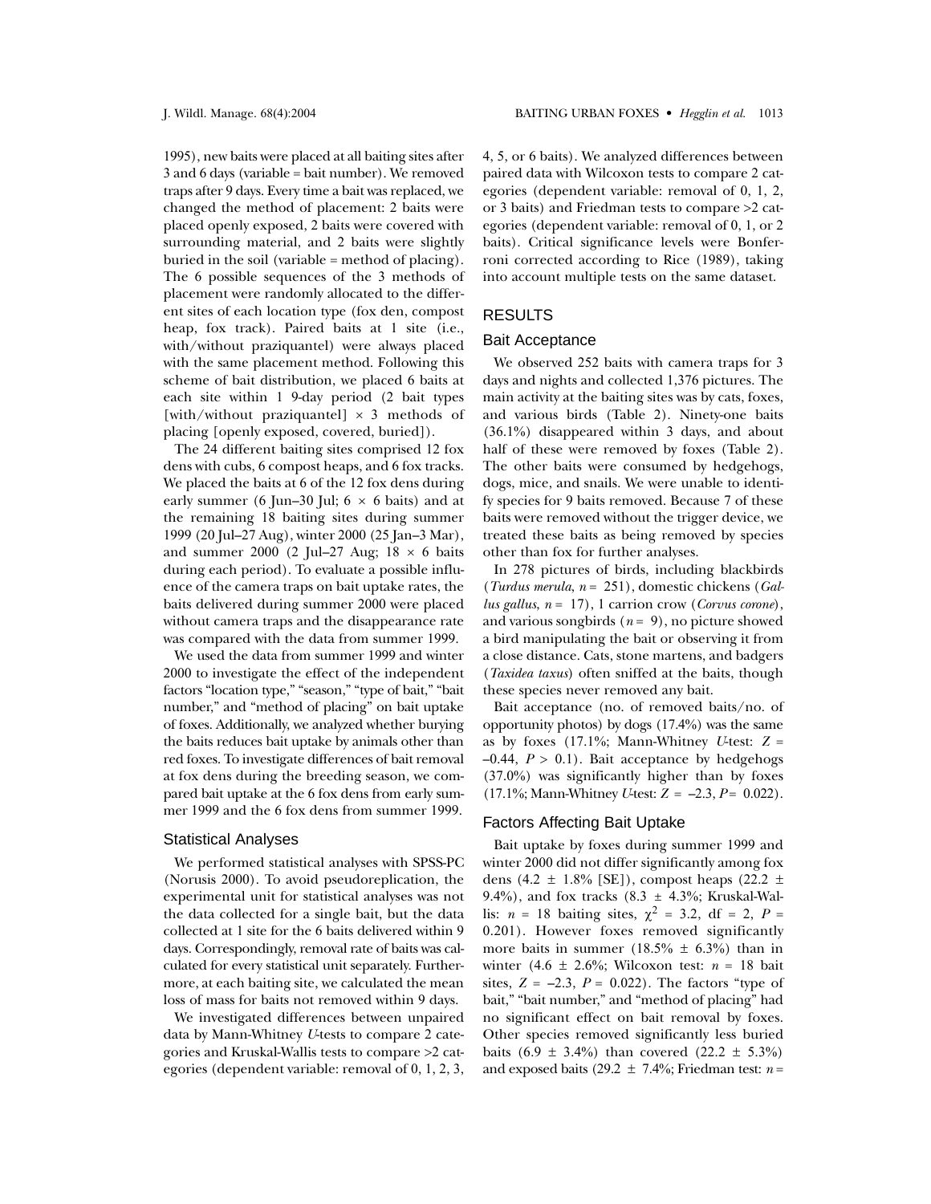1995), new baits were placed at all baiting sites after 3 and 6 days (variable = bait number). We removed traps after 9 days. Every time a bait was replaced, we changed the method of placement: 2 baits were placed openly exposed, 2 baits were covered with surrounding material, and 2 baits were slightly buried in the soil (variable = method of placing). The 6 possible sequences of the 3 methods of placement were randomly allocated to the different sites of each location type (fox den, compost heap, fox track). Paired baits at 1 site (i.e., with/without praziquantel) were always placed with the same placement method. Following this scheme of bait distribution, we placed 6 baits at each site within 1 9-day period (2 bait types [with/without praziquantel] × 3 methods of placing [openly exposed, covered, buried]).

The 24 different baiting sites comprised 12 fox dens with cubs, 6 compost heaps, and 6 fox tracks. We placed the baits at 6 of the 12 fox dens during early summer (6 Jun–30 Jul; 6 × 6 baits) and at the remaining 18 baiting sites during summer 1999 (20 Jul–27 Aug), winter 2000 (25 Jan–3 Mar), and summer 2000 (2 Jul–27 Aug; 18 × 6 baits during each period). To evaluate a possible influence of the camera traps on bait uptake rates, the baits delivered during summer 2000 were placed without camera traps and the disappearance rate was compared with the data from summer 1999.

We used the data from summer 1999 and winter 2000 to investigate the effect of the independent factors "location type," "season," "type of bait," "bait number," and "method of placing" on bait uptake of foxes. Additionally, we analyzed whether burying the baits reduces bait uptake by animals other than red foxes. To investigate differences of bait removal at fox dens during the breeding season, we compared bait uptake at the 6 fox dens from early summer 1999 and the 6 fox dens from summer 1999.

### Statistical Analyses

We performed statistical analyses with SPSS-PC (Norusis 2000). To avoid pseudoreplication, the experimental unit for statistical analyses was not the data collected for a single bait, but the data collected at 1 site for the 6 baits delivered within 9 days. Correspondingly, removal rate of baits was calculated for every statistical unit separately. Furthermore, at each baiting site, we calculated the mean loss of mass for baits not removed within 9 days.

We investigated differences between unpaired data by Mann-Whitney *U*-tests to compare 2 categories and Kruskal-Wallis tests to compare >2 categories (dependent variable: removal of 0, 1, 2, 3, 4, 5, or 6 baits). We analyzed differences between paired data with Wilcoxon tests to compare 2 categories (dependent variable: removal of 0, 1, 2, or 3 baits) and Friedman tests to compare >2 categories (dependent variable: removal of 0, 1, or 2 baits). Critical significance levels were Bonferroni corrected according to Rice (1989), taking into account multiple tests on the same dataset.

## RESULTS

### Bait Acceptance

We observed 252 baits with camera traps for 3 days and nights and collected 1,376 pictures. The main activity at the baiting sites was by cats, foxes, and various birds (Table 2). Ninety-one baits (36.1%) disappeared within 3 days, and about half of these were removed by foxes (Table 2). The other baits were consumed by hedgehogs, dogs, mice, and snails. We were unable to identify species for 9 baits removed. Because 7 of these baits were removed without the trigger device, we treated these baits as being removed by species other than fox for further analyses.

In 278 pictures of birds, including blackbirds (*Turdus merula*, $n$ = 251), domestic chickens (*Gallus gallus*, $n$ = 17), 1 carrion crow (*Corvus corone*), and various songbirds ($n$ = 9), no picture showed a bird manipulating the bait or observing it from a close distance. Cats, stone martens, and badgers (*Taxidea taxus*) often sniffed at the baits, though these species never removed any bait.

Bait acceptance (no. of removed baits/no. of opportunity photos) by dogs (17.4%) was the same as by foxes (17.1%; Mann-Whitney *U*-test: $Z$ = –0.44, $P$ > 0.1). Bait acceptance by hedgehogs (37.0%) was significantly higher than by foxes (17.1%; Mann-Whitney *U*-test: $Z$ = –2.3, $P$ = 0.022).

### Factors Affecting Bait Uptake

Bait uptake by foxes during summer 1999 and winter 2000 did not differ significantly among fox dens (4.2 ± 1.8% [SE]), compost heaps (22.2 ± 9.4%), and fox tracks (8.3 ± 4.3%; Kruskal-Wallis: $n$ = 18 baiting sites, $\chi^2$ = 3.2, df = 2, $P$ = 0.201). However foxes removed significantly more baits in summer (18.5% ± 6.3%) than in winter (4.6 ± 2.6%; Wilcoxon test: $n$ = 18 bait sites, $Z$ = –2.3, $P$ = 0.022). The factors "type of bait," "bait number," and "method of placing" had no significant effect on bait removal by foxes. Other species removed significantly less buried baits (6.9 ± 3.4%) than covered (22.2 ± 5.3%) and exposed baits (29.2 ± 7.4%; Friedman test: $n$ =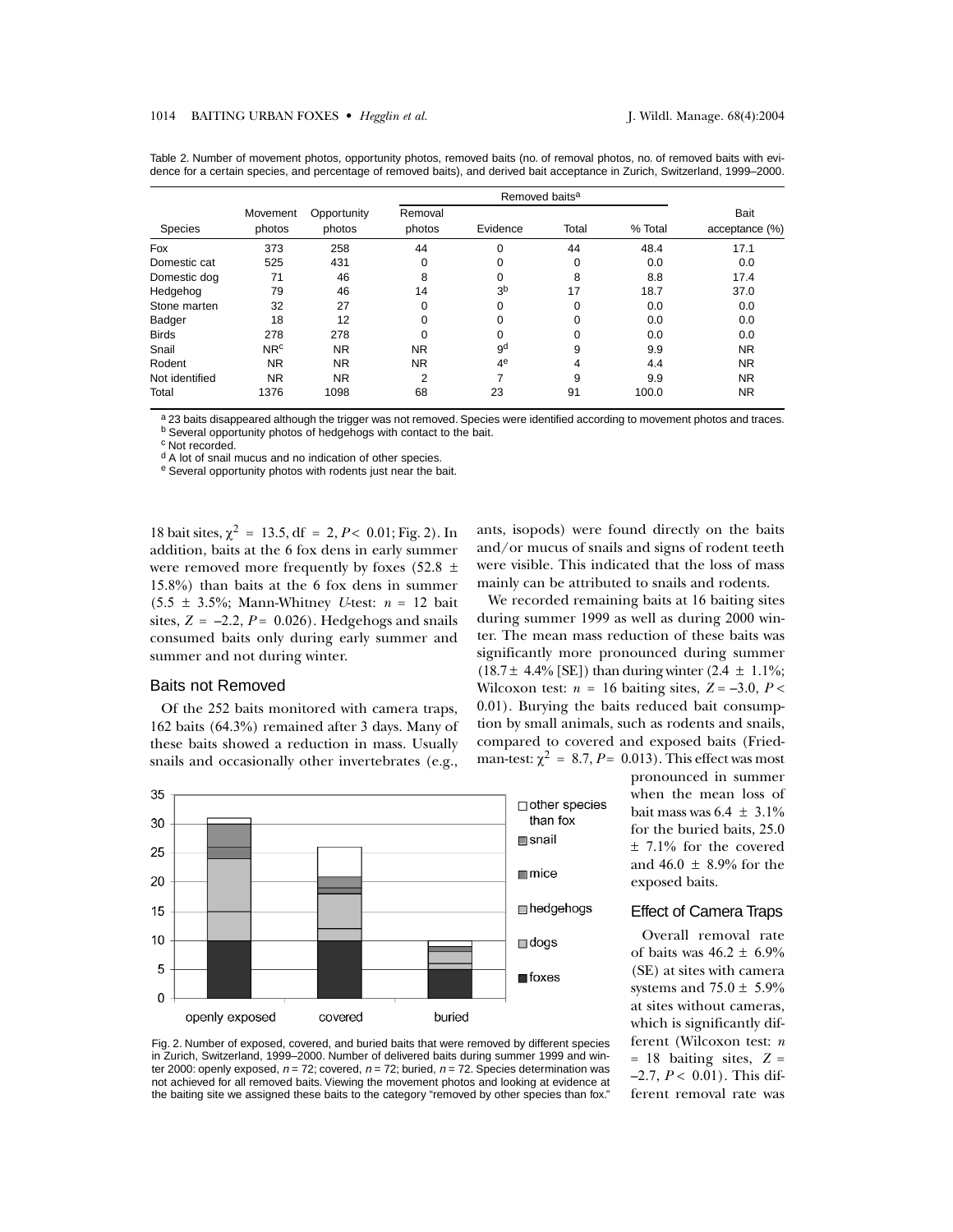Table 2. Number of movement photos, opportunity photos, removed baits (no. of removal photos, no. of removed baits with evidence for a certain species, and percentage of removed baits), and derived bait acceptance in Zurich, Switzerland, 1999–2000.

| | | | Removed baits[a] | | | | |
|---|---|---|---|---|---|---|---|
| Species | Movement photos | Opportunity photos | Removal photos | Evidence | Total | % Total | Bait acceptance (%) |
| Fox | 373 | 258 | 44 | 0 | 44 | 48.4 | 17.1 |
| Domestic cat | 525 | 431 | 0 | 0 | 0 | 0.0 | 0.0 |
| Domestic dog | 71 | 46 | 8 | 0 | 8 | 8.8 | 17.4 |
| Hedgehog | 79 | 46 | 14 | 3[b] | 17 | 18.7 | 37.0 |
| Stone marten | 32 | 27 | 0 | 0 | 0 | 0.0 | 0.0 |
| Badger | 18 | 12 | 0 | 0 | 0 | 0.0 | 0.0 |
| Birds | 278 | 278 | 0 | 0 | 0 | 0.0 | 0.0 |
| Snail | NR[c] | NR | NR | 9[d] | 9 | 9.9 | NR |
| Rodent | NR | NR | NR | 4[e] | 4 | 4.4 | NR |
| Not identified | NR | NR | 2 | 7 | 9 | 9.9 | NR |
| Total | 1376 | 1098 | 68 | 23 | 91 | 100.0 | NR |

[a] 23 baits disappeared although the trigger was not removed. Species were identified according to movement photos and traces.
[b] Several opportunity photos of hedgehogs with contact to the bait.
[c] Not recorded.
[d] A lot of snail mucus and no indication of other species.
[e] Several opportunity photos with rodents just near the bait.

18 bait sites, $\chi^2$ = 13.5, df = 2, $P <$ 0.01; Fig. 2). In addition, baits at the 6 fox dens in early summer were removed more frequently by foxes (52.8 ± 15.8%) than baits at the 6 fox dens in summer (5.5 ± 3.5%; Mann-Whitney *U*-test: $n$ = 12 bait sites, $Z$ = –2.2, $P$ = 0.026). Hedgehogs and snails consumed baits only during early summer and summer and not during winter.

## Baits not Removed

Of the 252 baits monitored with camera traps, 162 baits (64.3%) remained after 3 days. Many of these baits showed a reduction in mass. Usually snails and occasionally other invertebrates (e.g., ants, isopods) were found directly on the baits and/or mucus of snails and signs of rodent teeth were visible. This indicated that the loss of mass mainly can be attributed to snails and rodents.

We recorded remaining baits at 16 baiting sites during summer 1999 as well as during 2000 winter. The mean mass reduction of these baits was significantly more pronounced during summer (18.7 ± 4.4% [SE]) than during winter (2.4 ± 1.1%; Wilcoxon test: $n$ = 16 baiting sites, $Z$ = –3.0, $P <$ 0.01). Burying the baits reduced bait consumption by small animals, such as rodents and snails, compared to covered and exposed baits (Friedman-test: $\chi^2$ = 8.7, $P$ = 0.013). This effect was most pronounced in summer when the mean loss of bait mass was 6.4 ± 3.1% for the buried baits, 25.0 ± 7.1% for the covered and 46.0 ± 8.9% for the exposed baits.

Fig. 2. Number of exposed, covered, and buried baits that were removed by different species in Zurich, Switzerland, 1999–2000. Number of delivered baits during summer 1999 and winter 2000: openly exposed, $n$ = 72; covered, $n$ = 72; buried, $n$ = 72. Species determination was not achieved for all removed baits. Viewing the movement photos and looking at evidence at the baiting site we assigned these baits to the category "removed by other species than fox."

## Effect of Camera Traps

Overall removal rate of baits was 46.2 ± 6.9% (SE) at sites with camera systems and 75.0 ± 5.9% at sites without cameras, which is significantly different (Wilcoxon test: $n$ = 18 baiting sites, $Z$ = –2.7, $P <$ 0.01). This different removal rate was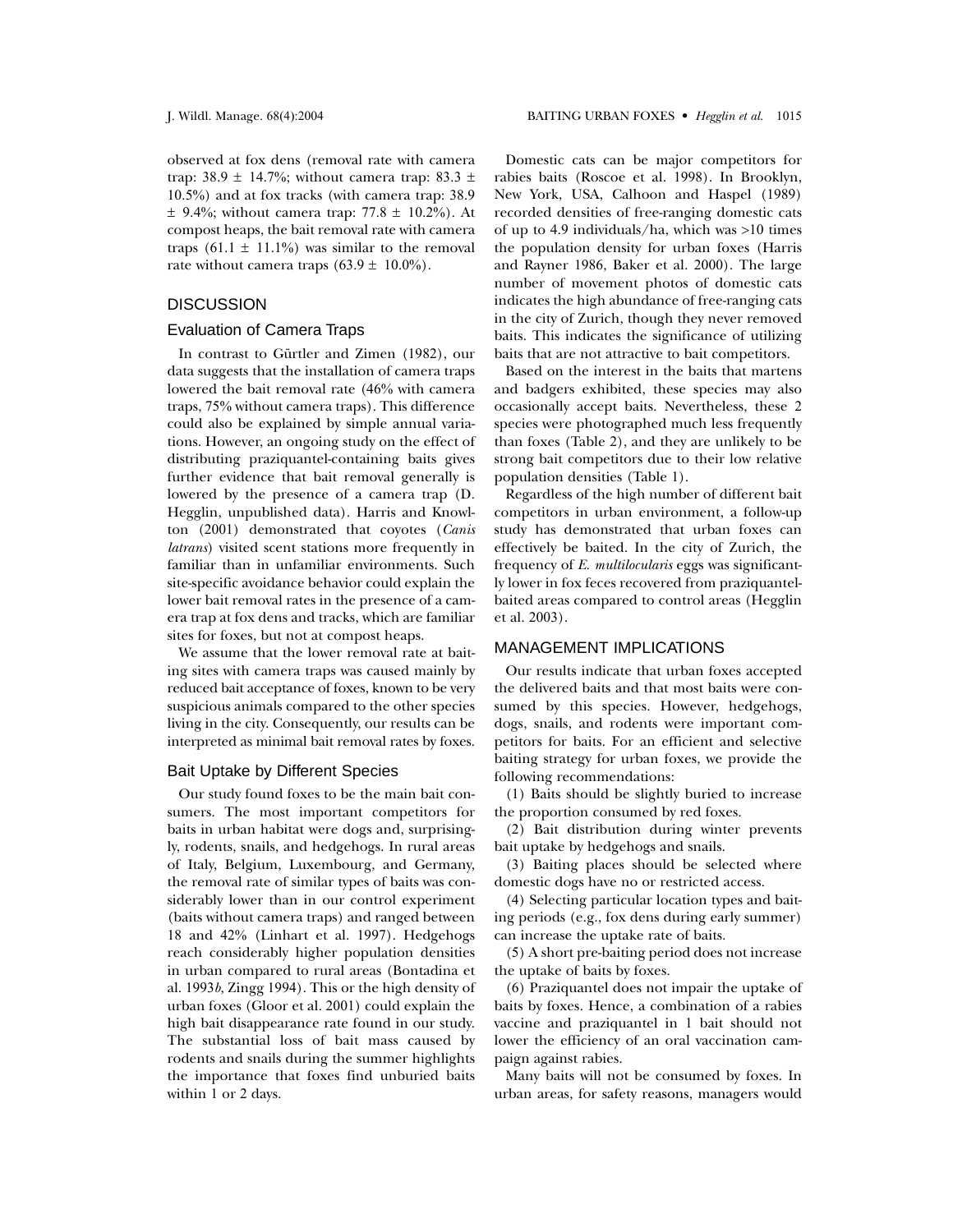observed at fox dens (removal rate with camera trap: 38.9 ± 14.7%; without camera trap: 83.3 ± 10.5%) and at fox tracks (with camera trap: 38.9 ± 9.4%; without camera trap: 77.8 ± 10.2%). At compost heaps, the bait removal rate with camera traps (61.1 ± 11.1%) was similar to the removal rate without camera traps (63.9 ± 10.0%).

## DISCUSSION

### Evaluation of Camera Traps

In contrast to Gürtler and Zimen (1982), our data suggests that the installation of camera traps lowered the bait removal rate (46% with camera traps, 75% without camera traps). This difference could also be explained by simple annual variations. However, an ongoing study on the effect of distributing praziquantel-containing baits gives further evidence that bait removal generally is lowered by the presence of a camera trap (D. Hegglin, unpublished data). Harris and Knowlton (2001) demonstrated that coyotes (*Canis latrans*) visited scent stations more frequently in familiar than in unfamiliar environments. Such site-specific avoidance behavior could explain the lower bait removal rates in the presence of a camera trap at fox dens and tracks, which are familiar sites for foxes, but not at compost heaps.

We assume that the lower removal rate at baiting sites with camera traps was caused mainly by reduced bait acceptance of foxes, known to be very suspicious animals compared to the other species living in the city. Consequently, our results can be interpreted as minimal bait removal rates by foxes.

### Bait Uptake by Different Species

Our study found foxes to be the main bait consumers. The most important competitors for baits in urban habitat were dogs and, surprisingly, rodents, snails, and hedgehogs. In rural areas of Italy, Belgium, Luxembourg, and Germany, the removal rate of similar types of baits was considerably lower than in our control experiment (baits without camera traps) and ranged between 18 and 42% (Linhart et al. 1997). Hedgehogs reach considerably higher population densities in urban compared to rural areas (Bontadina et al. 1993*b,* Zingg 1994). This or the high density of urban foxes (Gloor et al. 2001) could explain the high bait disappearance rate found in our study. The substantial loss of bait mass caused by rodents and snails during the summer highlights the importance that foxes find unburied baits within 1 or 2 days.

Domestic cats can be major competitors for rabies baits (Roscoe et al. 1998). In Brooklyn, New York, USA, Calhoon and Haspel (1989) recorded densities of free-ranging domestic cats of up to 4.9 individuals/ha, which was >10 times the population density for urban foxes (Harris and Rayner 1986, Baker et al. 2000). The large number of movement photos of domestic cats indicates the high abundance of free-ranging cats in the city of Zurich, though they never removed baits. This indicates the significance of utilizing baits that are not attractive to bait competitors.

Based on the interest in the baits that martens and badgers exhibited, these species may also occasionally accept baits. Nevertheless, these 2 species were photographed much less frequently than foxes (Table 2), and they are unlikely to be strong bait competitors due to their low relative population densities (Table 1).

Regardless of the high number of different bait competitors in urban environment, a follow-up study has demonstrated that urban foxes can effectively be baited. In the city of Zurich, the frequency of *E. multilocularis* eggs was significantly lower in fox feces recovered from praziquantel-baited areas compared to control areas (Hegglin et al. 2003).

## MANAGEMENT IMPLICATIONS

Our results indicate that urban foxes accepted the delivered baits and that most baits were consumed by this species. However, hedgehogs, dogs, snails, and rodents were important competitors for baits. For an efficient and selective baiting strategy for urban foxes, we provide the following recommendations:

(1) Baits should be slightly buried to increase the proportion consumed by red foxes.

(2) Bait distribution during winter prevents bait uptake by hedgehogs and snails.

(3) Baiting places should be selected where domestic dogs have no or restricted access.

(4) Selecting particular location types and baiting periods (e.g., fox dens during early summer) can increase the uptake rate of baits.

(5) A short pre-baiting period does not increase the uptake of baits by foxes.

(6) Praziquantel does not impair the uptake of baits by foxes. Hence, a combination of a rabies vaccine and praziquantel in 1 bait should not lower the efficiency of an oral vaccination campaign against rabies.

Many baits will not be consumed by foxes. In urban areas, for safety reasons, managers would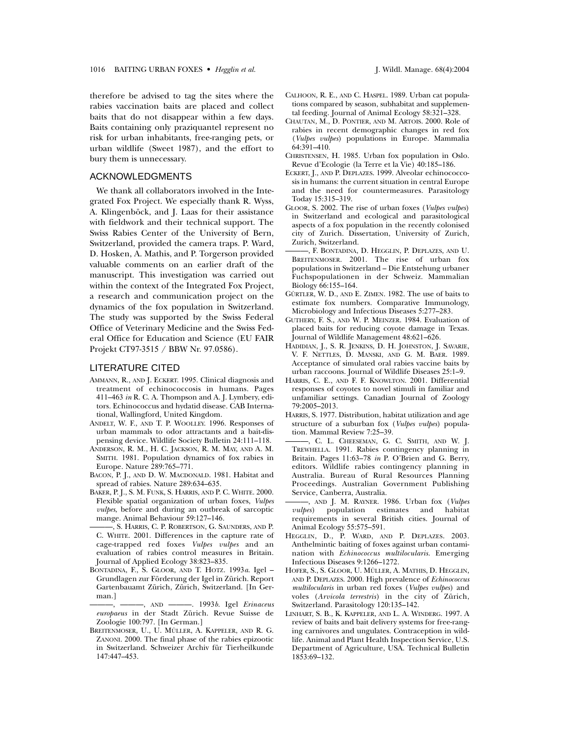therefore be advised to tag the sites where the rabies vaccination baits are placed and collect baits that do not disappear within a few days. Baits containing only praziquantel represent no risk for urban inhabitants, free-ranging pets, or urban wildlife (Sweet 1987), and the effort to bury them is unnecessary.

## ACKNOWLEDGMENTS

We thank all collaborators involved in the Integrated Fox Project. We especially thank R. Wyss, A. Klingenböck, and J. Laas for their assistance with fieldwork and their technical support. The Swiss Rabies Center of the University of Bern, Switzerland, provided the camera traps. P. Ward, D. Hosken, A. Mathis, and P. Torgerson provided valuable comments on an earlier draft of the manuscript. This investigation was carried out within the context of the Integrated Fox Project, a research and communication project on the dynamics of the fox population in Switzerland. The study was supported by the Swiss Federal Office of Veterinary Medicine and the Swiss Federal Office for Education and Science (EU FAIR Projekt CT97-3515 / BBW Nr. 97.0586).

## LITERATURE CITED

AMMANN, R., AND J. ECKERT. 1995. Clinical diagnosis and treatment of echinococcosis in humans. Pages 411–463 *in* R. C. A. Thompson and A. J. Lymbery, editors. Echinococcus and hydatid disease. CAB International, Wallingford, United Kingdom.

ANDELT, W. F., AND T. P. WOOLLEY. 1996. Responses of urban mammals to odor attractants and a bait-dispensing device. Wildlife Society Bulletin 24:111–118.

ANDERSON, R. M., H. C. JACKSON, R. M. MAY, AND A. M. SMITH. 1981. Population dynamics of fox rabies in Europe. Nature 289:765–771.

BACON, P. J., AND D. W. MACDONALD. 1981. Habitat and spread of rabies. Nature 289:634–635.

BAKER, P. J., S. M. FUNK, S. HARRIS, AND P. C. WHITE. 2000. Flexible spatial organization of urban foxes, *Vulpes vulpes*, before and during an outbreak of sarcoptic mange. Animal Behaviour 59:127–146.

———, S. HARRIS, C. P. ROBERTSON, G. SAUNDERS, AND P. C. WHITE. 2001. Differences in the capture rate of cage-trapped red foxes *Vulpes vulpes* and an evaluation of rabies control measures in Britain. Journal of Applied Ecology 38:823–835.

BONTADINA, F., S. GLOOR, AND T. HOTZ. 1993*a*. Igel – Grundlagen zur Förderung der Igel in Zürich. Report Gartenbauamt Zürich, Zürich, Switzerland. [In German.]

———, ———, AND ———. 1993*b*. Igel *Erinaceus europaeus* in der Stadt Zürich. Revue Suisse de Zoologie 100:797. [In German.]

BREITENMOSER, U., U. MÜLLER, A. KAPPELER, AND R. G. ZANONI. 2000. The final phase of the rabies epizootic in Switzerland. Schweizer Archiv für Tierheilkunde 147:447–453.

CALHOON, R. E., AND C. HASPEL. 1989. Urban cat populations compared by season, subhabitat and supplemental feeding. Journal of Animal Ecology 58:321–328.

CHAUTAN, M., D. PONTIER, AND M. ARTOIS. 2000. Role of rabies in recent demographic changes in red fox (*Vulpes vulpes*) populations in Europe. Mammalia 64:391–410.

CHRISTENSEN, H. 1985. Urban fox population in Oslo. Revue d'Ecologie (la Terre et la Vie) 40:185–186.

ECKERT, J., AND P. DEPLAZES. 1999. Alveolar echinococcosis in humans: the current situation in central Europe and the need for countermeasures. Parasitology Today 15:315–319.

GLOOR, S. 2002. The rise of urban foxes (*Vulpes vulpes*) in Switzerland and ecological and parasitological aspects of a fox population in the recently colonised city of Zurich. Dissertation, University of Zurich, Zurich, Switzerland.

———, F. BONTADINA, D. HEGGLIN, P. DEPLAZES, AND U. BREITENMOSER. 2001. The rise of urban fox populations in Switzerland – Die Entstehung urbaner Fuchspopulationen in der Schweiz. Mammalian Biology 66:155–164.

GÜRTLER, W. D., AND E. ZIMEN. 1982. The use of baits to estimate fox numbers. Comparative Immunology, Microbiology and Infectious Diseases 5:277–283.

GUTHERY, F. S., AND W. P. MEINZER. 1984. Evaluation of placed baits for reducing coyote damage in Texas. Journal of Wildlife Management 48:621–626.

HADIDIAN, J., S. R. JENKINS, D. H. JOHNSTON, J. SAVARIE, V. F. NETTLES, D. MANSKI, AND G. M. BAER. 1989. Acceptance of simulated oral rabies vaccine baits by urban raccoons. Journal of Wildlife Diseases 25:1–9.

HARRIS, C. E., AND F. F. KNOWLTON. 2001. Differential responses of coyotes to novel stimuli in familiar and unfamiliar settings. Canadian Journal of Zoology 79:2005–2013.

HARRIS, S. 1977. Distribution, habitat utilization and age structure of a suburban fox (*Vulpes vulpes*) population. Mammal Review 7:25–39.

———, C. L. CHEESEMAN, G. C. SMITH, AND W. J. TREWHELLA. 1991. Rabies contingency planning in Britain. Pages 11:63–78 *in* P. O'Brien and G. Berry, editors. Wildlife rabies contingency planning in Australia. Bureau of Rural Resources Planning Proceedings. Australian Government Publishing Service, Canberra, Australia.

———, AND J. M. RAYNER. 1986. Urban fox (*Vulpes vulpes*) population estimates and habitat requirements in several British cities. Journal of Animal Ecology 55:575–591.

HEGGLIN, D., P. WARD, AND P. DEPLAZES. 2003. Anthelmintic baiting of foxes against urban contamination with *Echinococcus multilocularis*. Emerging Infectious Diseases 9:1266–1272.

HOFER, S., S. GLOOR, U. MÜLLER, A. MATHIS, D. HEGGLIN, AND P. DEPLAZES. 2000. High prevalence of *Echinococcus multilocularis* in urban red foxes (*Vulpes vulpes*) and voles (*Arvicola terrestris*) in the city of Zürich, Switzerland. Parasitology 120:135–142.

LINHART, S. B., K. KAPPELER, AND L. A. WINDERG. 1997. A review of baits and bait delivery systems for free-ranging carnivores and ungulates. Contraception in wildlife. Animal and Plant Health Inspection Service, U.S. Department of Agriculture, USA. Technical Bulletin 1853:69–132.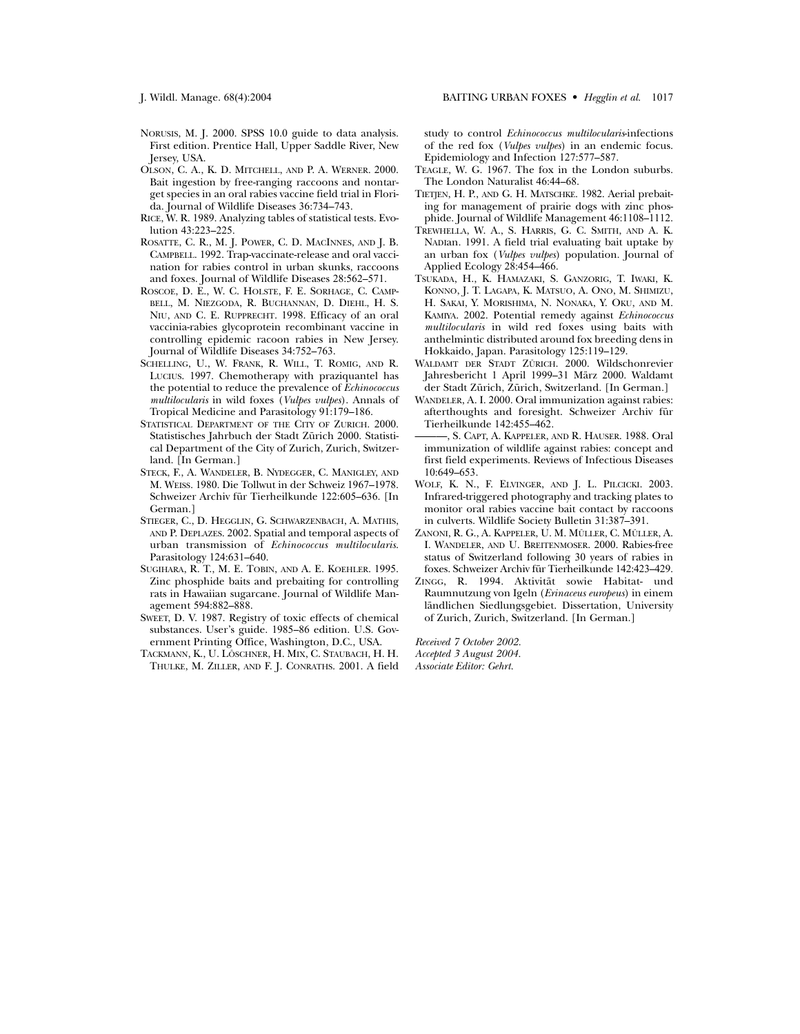NORUSIS, M. J. 2000. SPSS 10.0 guide to data analysis. First edition. Prentice Hall, Upper Saddle River, New Jersey, USA.

OLSON, C. A., K. D. MITCHELL, AND P. A. WERNER. 2000. Bait ingestion by free-ranging raccoons and nontarget species in an oral rabies vaccine field trial in Florida. Journal of Wildlife Diseases 36:734–743.

RICE, W. R. 1989. Analyzing tables of statistical tests. Evolution 43:223–225.

ROSATTE, C. R., M. J. POWER, C. D. MACINNES, AND J. B. CAMPBELL. 1992. Trap-vaccinate-release and oral vaccination for rabies control in urban skunks, raccoons and foxes. Journal of Wildlife Diseases 28:562–571.

ROSCOE, D. E., W. C. HOLSTE, F. E. SORHAGE, C. CAMPBELL, M. NIEZGODA, R. BUCHANNAN, D. DIEHL, H. S. NIU, AND C. E. RUPPRECHT. 1998. Efficacy of an oral vaccinia-rabies glycoprotein recombinant vaccine in controlling epidemic racoon rabies in New Jersey. Journal of Wildlife Diseases 34:752–763.

SCHELLING, U., W. FRANK, R. WILL, T. ROMIG, AND R. LUCIUS. 1997. Chemotherapy with praziquantel has the potential to reduce the prevalence of *Echinococcus multilocularis* in wild foxes (*Vulpes vulpes*). Annals of Tropical Medicine and Parasitology 91:179–186.

STATISTICAL DEPARTMENT OF THE CITY OF ZURICH. 2000. Statistisches Jahrbuch der Stadt Zürich 2000. Statistical Department of the City of Zurich, Zurich, Switzerland. [In German.]

STECK, F., A. WANDELER, B. NYDEGGER, C. MANIGLEY, AND M. WEISS. 1980. Die Tollwut in der Schweiz 1967–1978. Schweizer Archiv für Tierheilkunde 122:605–636. [In German.]

STIEGER, C., D. HEGGLIN, G. SCHWARZENBACH, A. MATHIS, AND P. DEPLAZES. 2002. Spatial and temporal aspects of urban transmission of *Echinococcus multilocularis*. Parasitology 124:631–640.

SUGIHARA, R. T., M. E. TOBIN, AND A. E. KOEHLER. 1995. Zinc phosphide baits and prebaiting for controlling rats in Hawaiian sugarcane. Journal of Wildlife Management 594:882–888.

SWEET, D. V. 1987. Registry of toxic effects of chemical substances. User's guide. 1985–86 edition. U.S. Government Printing Office, Washington, D.C., USA.

TACKMANN, K., U. LÖSCHNER, H. MIX, C. STAUBACH, H. H. THULKE, M. ZILLER, AND F. J. CONRATHS. 2001. A field study to control *Echinococcus multilocularis*-infections of the red fox (*Vulpes vulpes*) in an endemic focus. Epidemiology and Infection 127:577–587.

TEAGLE, W. G. 1967. The fox in the London suburbs. The London Naturalist 46:44–68.

TIETJEN, H. P., AND G. H. MATSCHKE. 1982. Aerial prebaiting for management of prairie dogs with zinc phosphide. Journal of Wildlife Management 46:1108–1112.

TREWHELLA, W. A., S. HARRIS, G. C. SMITH, AND A. K. NADIAN. 1991. A field trial evaluating bait uptake by an urban fox (*Vulpes vulpes*) population. Journal of Applied Ecology 28:454–466.

TSUKADA, H., K. HAMAZAKI, S. GANZORIG, T. IWAKI, K. KONNO, J. T. LAGAPA, K. MATSUO, A. ONO, M. SHIMIZU, H. SAKAI, Y. MORISHIMA, N. NONAKA, Y. OKU, AND M. KAMIYA. 2002. Potential remedy against *Echinococcus multilocularis* in wild red foxes using baits with anthelmintic distributed around fox breeding dens in Hokkaido, Japan. Parasitology 125:119–129.

WALDAMT DER STADT ZÜRICH. 2000. Wildschonrevier Jahresbericht 1 April 1999–31 März 2000. Waldamt der Stadt Zürich, Zürich, Switzerland. [In German.]

WANDELER, A. I. 2000. Oral immunization against rabies: afterthoughts and foresight. Schweizer Archiv für Tierheilkunde 142:455–462.

———, S. CAPT, A. KAPPELER, AND R. HAUSER. 1988. Oral immunization of wildlife against rabies: concept and first field experiments. Reviews of Infectious Diseases 10:649–653.

WOLF, K. N., F. ELVINGER, AND J. L. PILCICKI. 2003. Infrared-triggered photography and tracking plates to monitor oral rabies vaccine bait contact by raccoons in culverts. Wildlife Society Bulletin 31:387–391.

ZANONI, R. G., A. KAPPELER, U. M. MÜLLER, C. MÜLLER, A. I. WANDELER, AND U. BREITENMOSER. 2000. Rabies-free status of Switzerland following 30 years of rabies in foxes. Schweizer Archiv für Tierheilkunde 142:423–429.

ZINGG, R. 1994. Aktivität sowie Habitat- und Raumnutzung von Igeln (*Erinaceus europeus*) in einem ländlichen Siedlungsgebiet. Dissertation, University of Zurich, Zurich, Switzerland. [In German.]

*Received 7 October 2002.*
*Accepted 3 August 2004.*
*Associate Editor: Gehrt.*